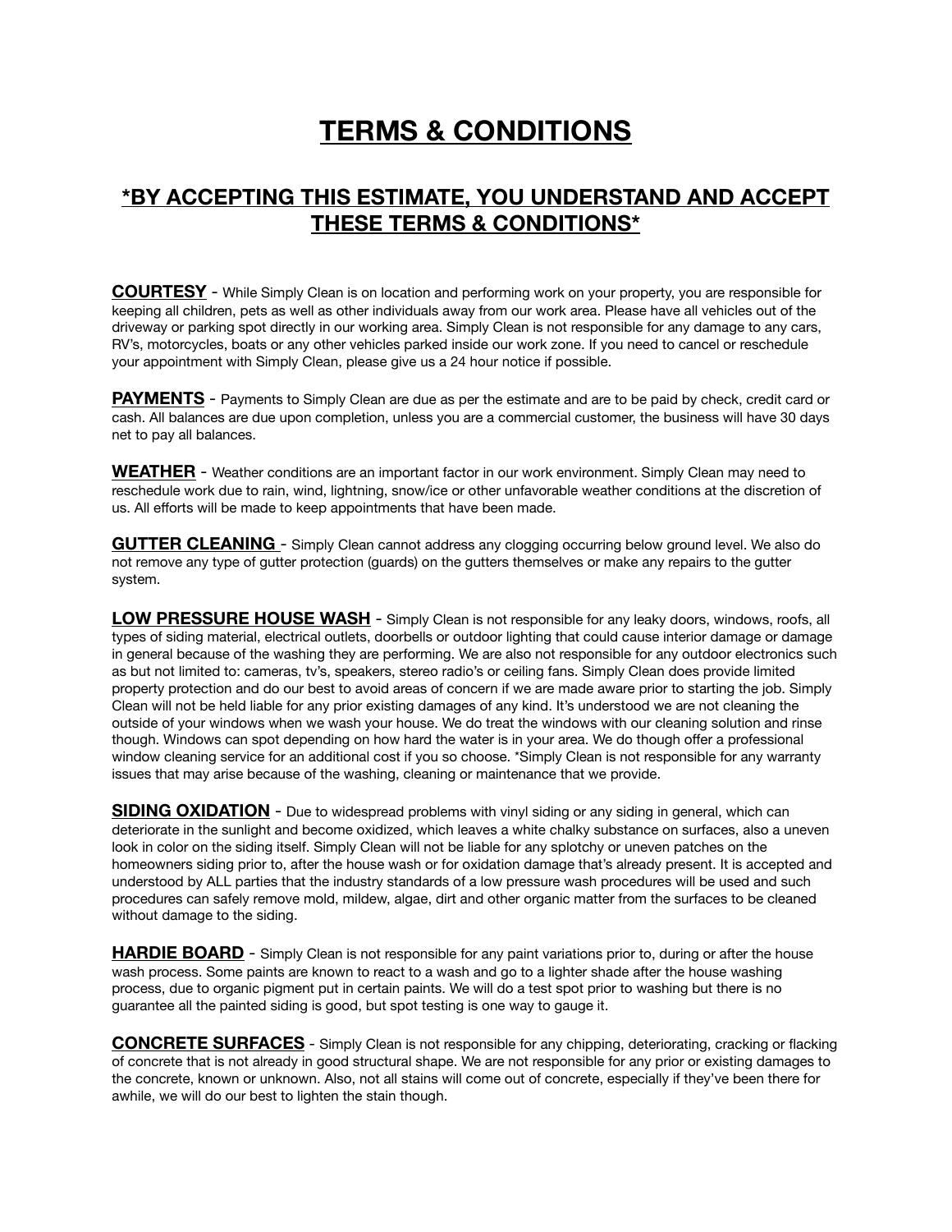# TERMS & CONDITIONS

## *BY ACCEPTING THIS ESTIMATE, YOU UNDERSTAND AND ACCEPT THESE TERMS & CONDITIONS*

**COURTESY** - While Simply Clean is on location and performing work on your property, you are responsible for keeping all children, pets as well as other individuals away from our work area. Please have all vehicles out of the driveway or parking spot directly in our working area. Simply Clean is not responsible for any damage to any cars, RV's, motorcycles, boats or any other vehicles parked inside our work zone. If you need to cancel or reschedule your appointment with Simply Clean, please give us a 24 hour notice if possible.

**PAYMENTS** - Payments to Simply Clean are due as per the estimate and are to be paid by check, credit card or cash. All balances are due upon completion, unless you are a commercial customer, the business will have 30 days net to pay all balances.

**WEATHER** - Weather conditions are an important factor in our work environment. Simply Clean may need to reschedule work due to rain, wind, lightning, snow/ice or other unfavorable weather conditions at the discretion of us. All efforts will be made to keep appointments that have been made.

**GUTTER CLEANING** - Simply Clean cannot address any clogging occurring below ground level. We also do not remove any type of gutter protection (guards) on the gutters themselves or make any repairs to the gutter system.

**LOW PRESSURE HOUSE WASH** - Simply Clean is not responsible for any leaky doors, windows, roofs, all types of siding material, electrical outlets, doorbells or outdoor lighting that could cause interior damage or damage in general because of the washing they are performing. We are also not responsible for any outdoor electronics such as but not limited to: cameras, tv's, speakers, stereo radio's or ceiling fans. Simply Clean does provide limited property protection and do our best to avoid areas of concern if we are made aware prior to starting the job. Simply Clean will not be held liable for any prior existing damages of any kind. It's understood we are not cleaning the outside of your windows when we wash your house. We do treat the windows with our cleaning solution and rinse though. Windows can spot depending on how hard the water is in your area. We do though offer a professional window cleaning service for an additional cost if you so choose. *Simply Clean is not responsible for any warranty issues that may arise because of the washing, cleaning or maintenance that we provide.

**SIDING OXIDATION** - Due to widespread problems with vinyl siding or any siding in general, which can deteriorate in the sunlight and become oxidized, which leaves a white chalky substance on surfaces, also a uneven look in color on the siding itself. Simply Clean will not be liable for any splotchy or uneven patches on the homeowners siding prior to, after the house wash or for oxidation damage that's already present. It is accepted and understood by ALL parties that the industry standards of a low pressure wash procedures will be used and such procedures can safely remove mold, mildew, algae, dirt and other organic matter from the surfaces to be cleaned without damage to the siding.

**HARDIE BOARD** - Simply Clean is not responsible for any paint variations prior to, during or after the house wash process. Some paints are known to react to a wash and go to a lighter shade after the house washing process, due to organic pigment put in certain paints. We will do a test spot prior to washing but there is no guarantee all the painted siding is good, but spot testing is one way to gauge it.

**CONCRETE SURFACES** - Simply Clean is not responsible for any chipping, deteriorating, cracking or flacking of concrete that is not already in good structural shape. We are not responsible for any prior or existing damages to the concrete, known or unknown. Also, not all stains will come out of concrete, especially if they've been there for awhile, we will do our best to lighten the stain though.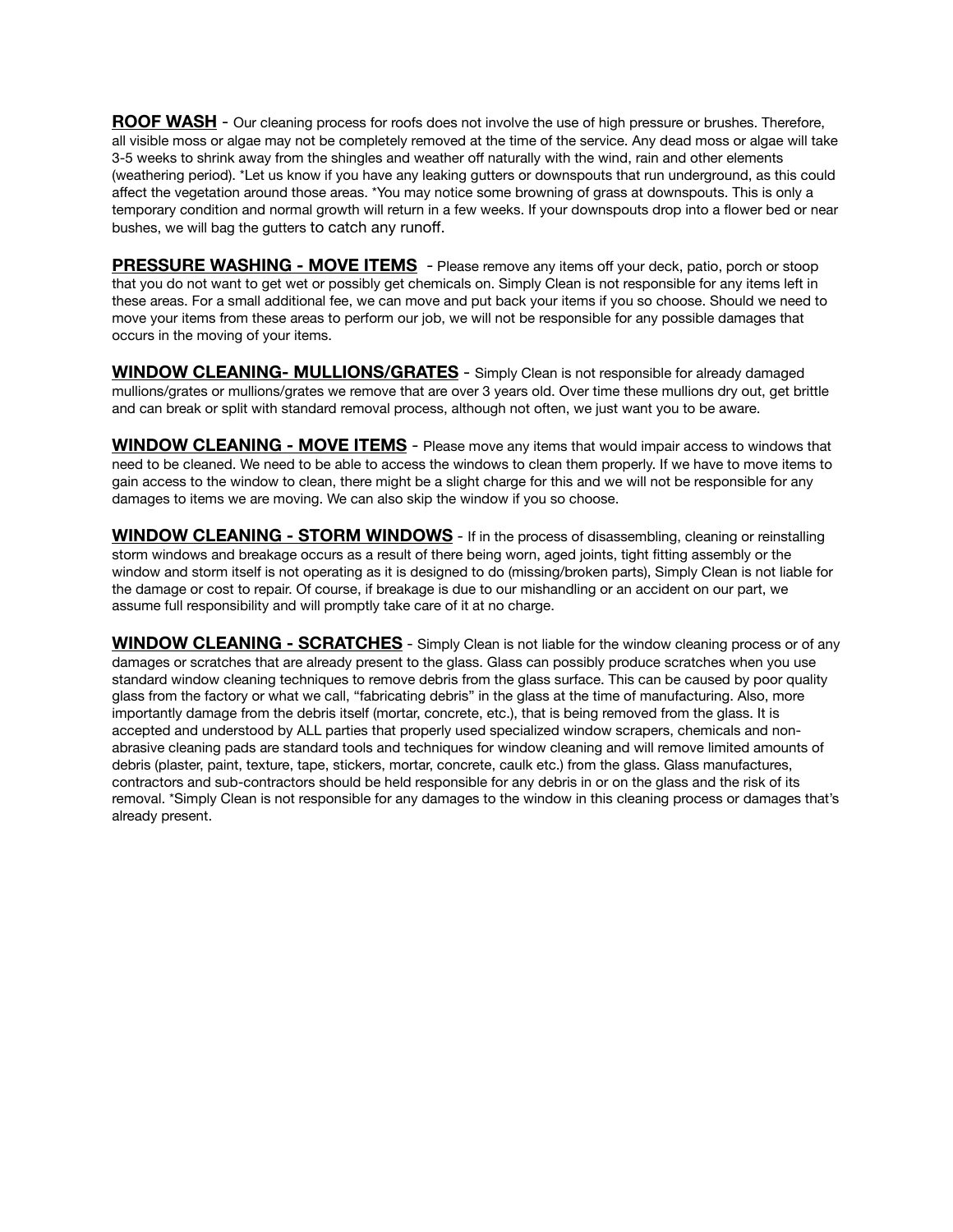**<u>ROOF WASH</u>** - Our cleaning process for roofs does not involve the use of high pressure or brushes. Therefore, all visible moss or algae may not be completely removed at the time of the service. Any dead moss or algae will take 3-5 weeks to shrink away from the shingles and weather off naturally with the wind, rain and other elements (weathering period). *Let us know if you have any leaking gutters or downspouts that run underground, as this could affect the vegetation around those areas. *You may notice some browning of grass at downspouts. This is only a temporary condition and normal growth will return in a few weeks. If your downspouts drop into a flower bed or near bushes, we will bag the gutters to catch any runoff.

**<u>PRESSURE WASHING - MOVE ITEMS</u>** - Please remove any items off your deck, patio, porch or stoop that you do not want to get wet or possibly get chemicals on. Simply Clean is not responsible for any items left in these areas. For a small additional fee, we can move and put back your items if you so choose. Should we need to move your items from these areas to perform our job, we will not be responsible for any possible damages that occurs in the moving of your items.

**<u>WINDOW CLEANING- MULLIONS/GRATES</u>** - Simply Clean is not responsible for already damaged mullions/grates or mullions/grates we remove that are over 3 years old. Over time these mullions dry out, get brittle and can break or split with standard removal process, although not often, we just want you to be aware.

**<u>WINDOW CLEANING - MOVE ITEMS</u>** - Please move any items that would impair access to windows that need to be cleaned. We need to be able to access the windows to clean them properly. If we have to move items to gain access to the window to clean, there might be a slight charge for this and we will not be responsible for any damages to items we are moving. We can also skip the window if you so choose.

**<u>WINDOW CLEANING - STORM WINDOWS</u>** - If in the process of disassembling, cleaning or reinstalling storm windows and breakage occurs as a result of there being worn, aged joints, tight fitting assembly or the window and storm itself is not operating as it is designed to do (missing/broken parts), Simply Clean is not liable for the damage or cost to repair. Of course, if breakage is due to our mishandling or an accident on our part, we assume full responsibility and will promptly take care of it at no charge.

**<u>WINDOW CLEANING - SCRATCHES</u>** - Simply Clean is not liable for the window cleaning process or of any damages or scratches that are already present to the glass. Glass can possibly produce scratches when you use standard window cleaning techniques to remove debris from the glass surface. This can be caused by poor quality glass from the factory or what we call, "fabricating debris" in the glass at the time of manufacturing. Also, more importantly damage from the debris itself (mortar, concrete, etc.), that is being removed from the glass. It is accepted and understood by ALL parties that properly used specialized window scrapers, chemicals and non-abrasive cleaning pads are standard tools and techniques for window cleaning and will remove limited amounts of debris (plaster, paint, texture, tape, stickers, mortar, concrete, caulk etc.) from the glass. Glass manufactures, contractors and sub-contractors should be held responsible for any debris in or on the glass and the risk of its removal. *Simply Clean is not responsible for any damages to the window in this cleaning process or damages that's already present.